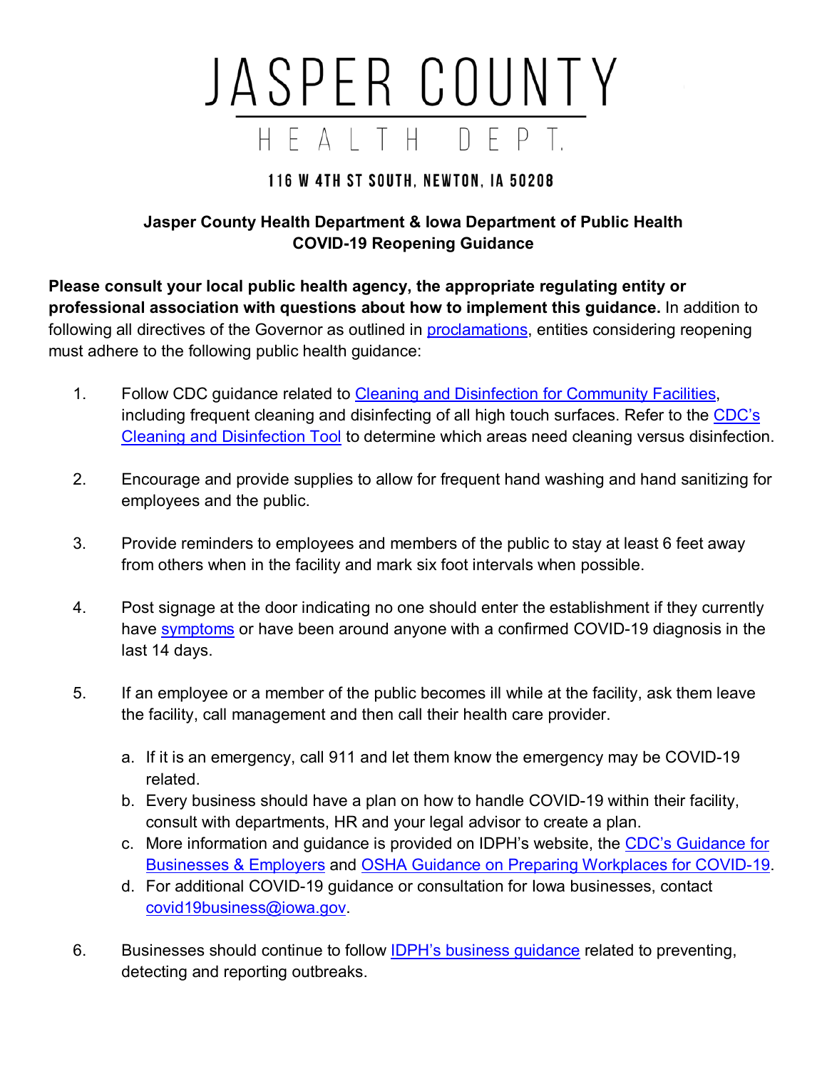# JASPER COUNTY

## HEALTH DEPT.

**116 W 4TH ST SOUTH, NEWTON, IA 50208**

**Jasper County Health Department & Iowa Department of Public Health**
**COVID-19 Reopening Guidance**

**Please consult your local public health agency, the appropriate regulating entity or professional association with questions about how to implement this guidance.** In addition to following all directives of the Governor as outlined in proclamations, entities considering reopening must adhere to the following public health guidance:

1. Follow CDC guidance related to Cleaning and Disinfection for Community Facilities, including frequent cleaning and disinfecting of all high touch surfaces. Refer to the CDC's Cleaning and Disinfection Tool to determine which areas need cleaning versus disinfection.

2. Encourage and provide supplies to allow for frequent hand washing and hand sanitizing for employees and the public.

3. Provide reminders to employees and members of the public to stay at least 6 feet away from others when in the facility and mark six foot intervals when possible.

4. Post signage at the door indicating no one should enter the establishment if they currently have symptoms or have been around anyone with a confirmed COVID-19 diagnosis in the last 14 days.

5. If an employee or a member of the public becomes ill while at the facility, ask them leave the facility, call management and then call their health care provider.

   a. If it is an emergency, call 911 and let them know the emergency may be COVID-19 related.
   b. Every business should have a plan on how to handle COVID-19 within their facility, consult with departments, HR and your legal advisor to create a plan.
   c. More information and guidance is provided on IDPH's website, the CDC's Guidance for Businesses & Employers and OSHA Guidance on Preparing Workplaces for COVID-19.
   d. For additional COVID-19 guidance or consultation for Iowa businesses, contact covid19business@iowa.gov.

6. Businesses should continue to follow IDPH's business guidance related to preventing, detecting and reporting outbreaks.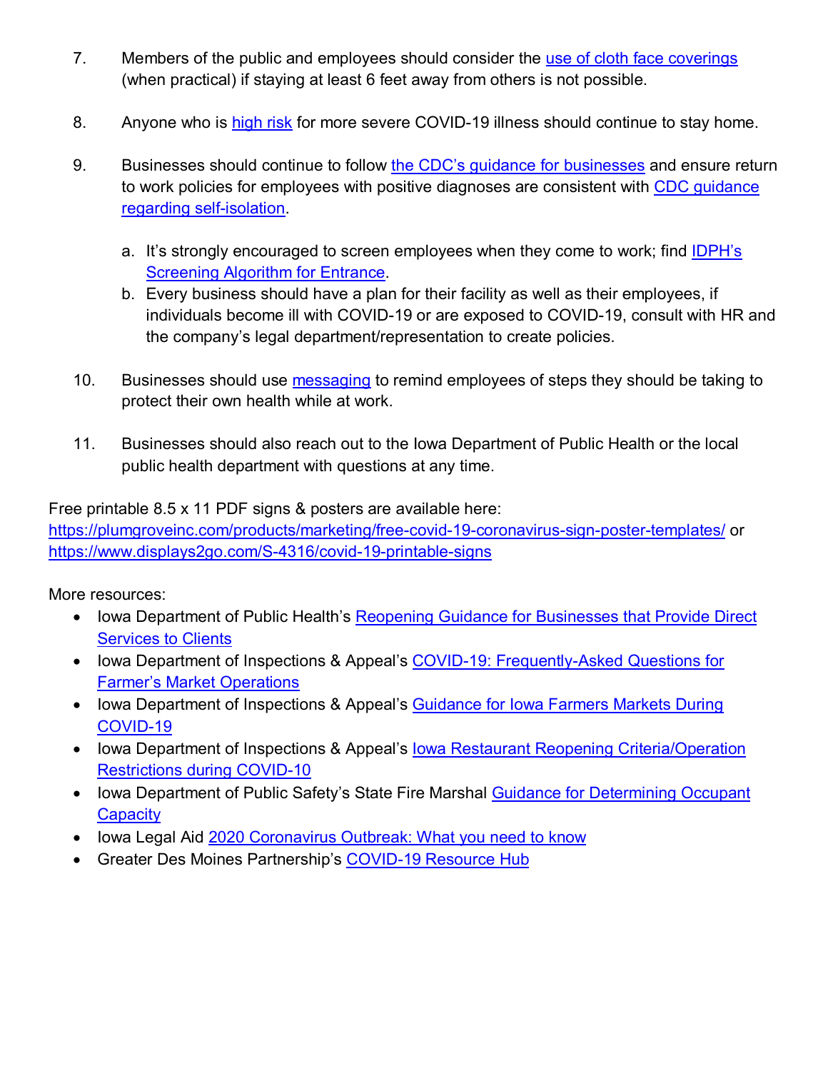7. Members of the public and employees should consider the use of cloth face coverings (when practical) if staying at least 6 feet away from others is not possible.

8. Anyone who is high risk for more severe COVID-19 illness should continue to stay home.

9. Businesses should continue to follow the CDC's guidance for businesses and ensure return to work policies for employees with positive diagnoses are consistent with CDC guidance regarding self-isolation.

   a. It's strongly encouraged to screen employees when they come to work; find IDPH's Screening Algorithm for Entrance.
   b. Every business should have a plan for their facility as well as their employees, if individuals become ill with COVID-19 or are exposed to COVID-19, consult with HR and the company's legal department/representation to create policies.

10. Businesses should use messaging to remind employees of steps they should be taking to protect their own health while at work.

11. Businesses should also reach out to the Iowa Department of Public Health or the local public health department with questions at any time.

Free printable 8.5 x 11 PDF signs & posters are available here: https://plumgroveinc.com/products/marketing/free-covid-19-coronavirus-sign-poster-templates/ or https://www.displays2go.com/S-4316/covid-19-printable-signs

More resources:

- Iowa Department of Public Health's Reopening Guidance for Businesses that Provide Direct Services to Clients
- Iowa Department of Inspections & Appeal's COVID-19: Frequently-Asked Questions for Farmer's Market Operations
- Iowa Department of Inspections & Appeal's Guidance for Iowa Farmers Markets During COVID-19
- Iowa Department of Inspections & Appeal's Iowa Restaurant Reopening Criteria/Operation Restrictions during COVID-10
- Iowa Department of Public Safety's State Fire Marshal Guidance for Determining Occupant Capacity
- Iowa Legal Aid 2020 Coronavirus Outbreak: What you need to know
- Greater Des Moines Partnership's COVID-19 Resource Hub